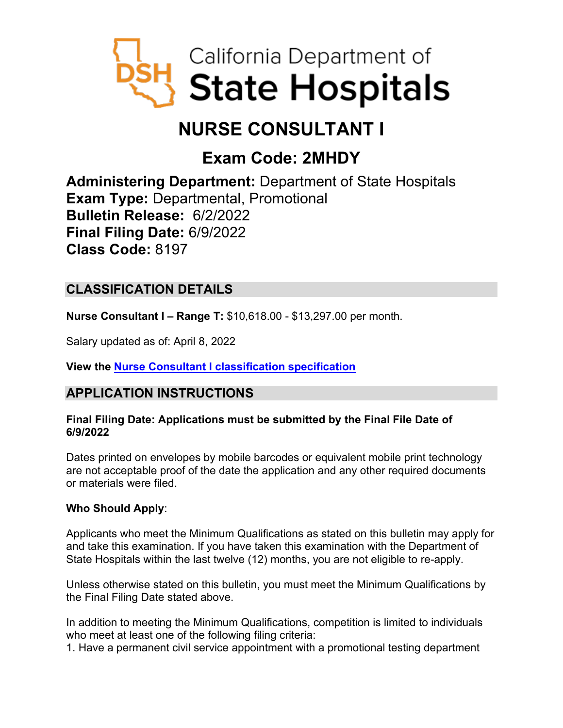California Department of State Hospitals

# NURSE CONSULTANT I

## Exam Code: 2MHDY

**Administering Department:** Department of State Hospitals
**Exam Type:** Departmental, Promotional
**Bulletin Release:** 6/2/2022
**Final Filing Date:** 6/9/2022
**Class Code:** 8197

## CLASSIFICATION DETAILS

**Nurse Consultant I – Range T:** $10,618.00 - $13,297.00 per month.

Salary updated as of: April 8, 2022

**View the Nurse Consultant I classification specification**

## APPLICATION INSTRUCTIONS

**Final Filing Date: Applications must be submitted by the Final File Date of 6/9/2022**

Dates printed on envelopes by mobile barcodes or equivalent mobile print technology are not acceptable proof of the date the application and any other required documents or materials were filed.

**Who Should Apply**:

Applicants who meet the Minimum Qualifications as stated on this bulletin may apply for and take this examination. If you have taken this examination with the Department of State Hospitals within the last twelve (12) months, you are not eligible to re-apply.

Unless otherwise stated on this bulletin, you must meet the Minimum Qualifications by the Final Filing Date stated above.

In addition to meeting the Minimum Qualifications, competition is limited to individuals who meet at least one of the following filing criteria:

1. Have a permanent civil service appointment with a promotional testing department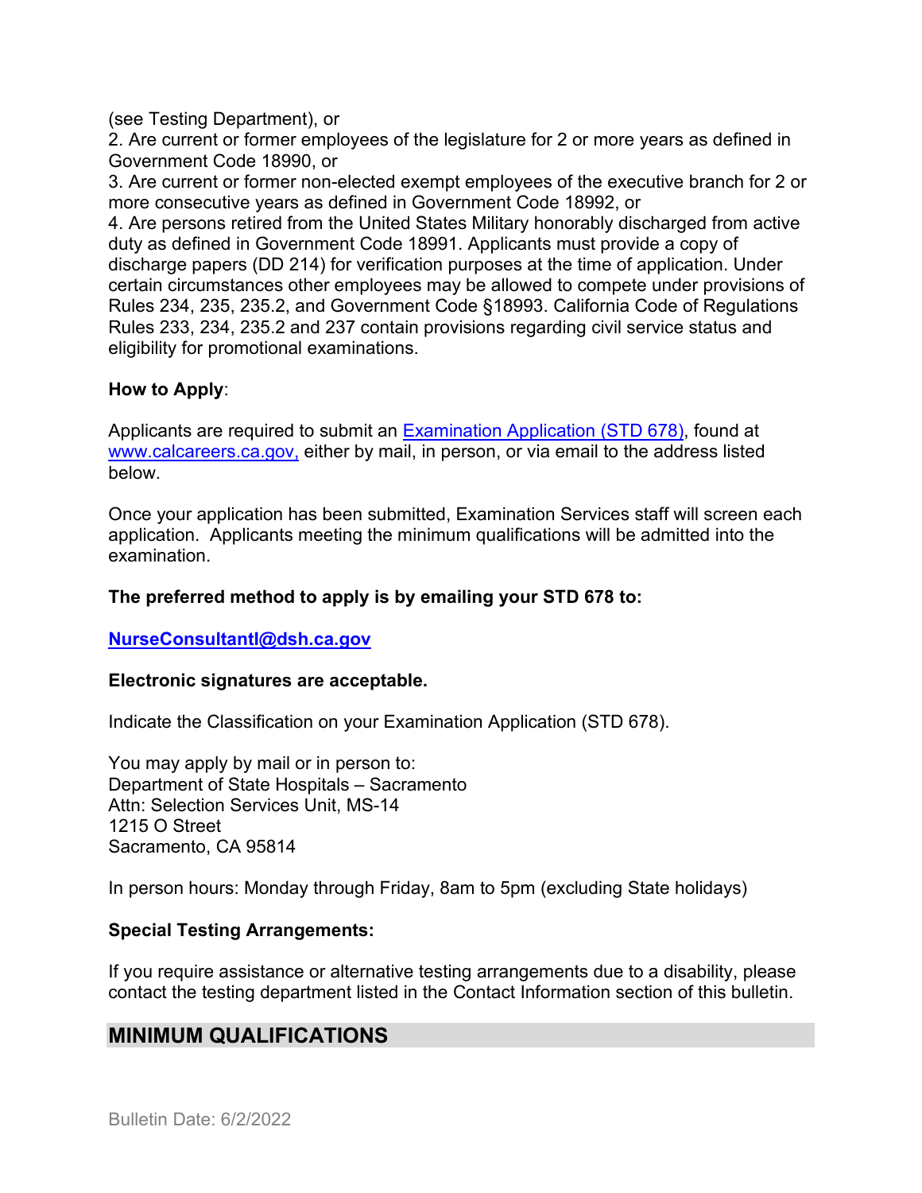(see Testing Department), or

2. Are current or former employees of the legislature for 2 or more years as defined in Government Code 18990, or

3. Are current or former non-elected exempt employees of the executive branch for 2 or more consecutive years as defined in Government Code 18992, or

4. Are persons retired from the United States Military honorably discharged from active duty as defined in Government Code 18991. Applicants must provide a copy of discharge papers (DD 214) for verification purposes at the time of application. Under certain circumstances other employees may be allowed to compete under provisions of Rules 234, 235, 235.2, and Government Code §18993. California Code of Regulations Rules 233, 234, 235.2 and 237 contain provisions regarding civil service status and eligibility for promotional examinations.

**How to Apply**:

Applicants are required to submit an [Examination Application (STD 678)](Examination Application (STD 678)), found at [www.calcareers.ca.gov,](www.calcareers.ca.gov) either by mail, in person, or via email to the address listed below.

Once your application has been submitted, Examination Services staff will screen each application. Applicants meeting the minimum qualifications will be admitted into the examination.

**The preferred method to apply is by emailing your STD 678 to:**

**[NurseConsultantI@dsh.ca.gov](mailto:NurseConsultantI@dsh.ca.gov)**

**Electronic signatures are acceptable.**

Indicate the Classification on your Examination Application (STD 678).

You may apply by mail or in person to:
Department of State Hospitals – Sacramento
Attn: Selection Services Unit, MS-14
1215 O Street
Sacramento, CA 95814

In person hours: Monday through Friday, 8am to 5pm (excluding State holidays)

**Special Testing Arrangements:**

If you require assistance or alternative testing arrangements due to a disability, please contact the testing department listed in the Contact Information section of this bulletin.

## MINIMUM QUALIFICATIONS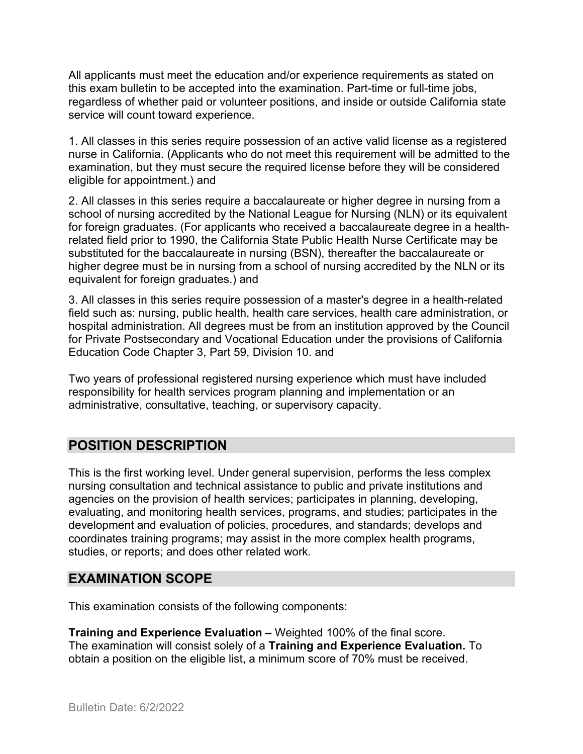All applicants must meet the education and/or experience requirements as stated on this exam bulletin to be accepted into the examination. Part-time or full-time jobs, regardless of whether paid or volunteer positions, and inside or outside California state service will count toward experience.

1. All classes in this series require possession of an active valid license as a registered nurse in California. (Applicants who do not meet this requirement will be admitted to the examination, but they must secure the required license before they will be considered eligible for appointment.) and

2. All classes in this series require a baccalaureate or higher degree in nursing from a school of nursing accredited by the National League for Nursing (NLN) or its equivalent for foreign graduates. (For applicants who received a baccalaureate degree in a health-related field prior to 1990, the California State Public Health Nurse Certificate may be substituted for the baccalaureate in nursing (BSN), thereafter the baccalaureate or higher degree must be in nursing from a school of nursing accredited by the NLN or its equivalent for foreign graduates.) and

3. All classes in this series require possession of a master's degree in a health-related field such as: nursing, public health, health care services, health care administration, or hospital administration. All degrees must be from an institution approved by the Council for Private Postsecondary and Vocational Education under the provisions of California Education Code Chapter 3, Part 59, Division 10. and

Two years of professional registered nursing experience which must have included responsibility for health services program planning and implementation or an administrative, consultative, teaching, or supervisory capacity.

## POSITION DESCRIPTION

This is the first working level. Under general supervision, performs the less complex nursing consultation and technical assistance to public and private institutions and agencies on the provision of health services; participates in planning, developing, evaluating, and monitoring health services, programs, and studies; participates in the development and evaluation of policies, procedures, and standards; develops and coordinates training programs; may assist in the more complex health programs, studies, or reports; and does other related work.

## EXAMINATION SCOPE

This examination consists of the following components:

**Training and Experience Evaluation –** Weighted 100% of the final score.
The examination will consist solely of a **Training and Experience Evaluation.** To obtain a position on the eligible list, a minimum score of 70% must be received.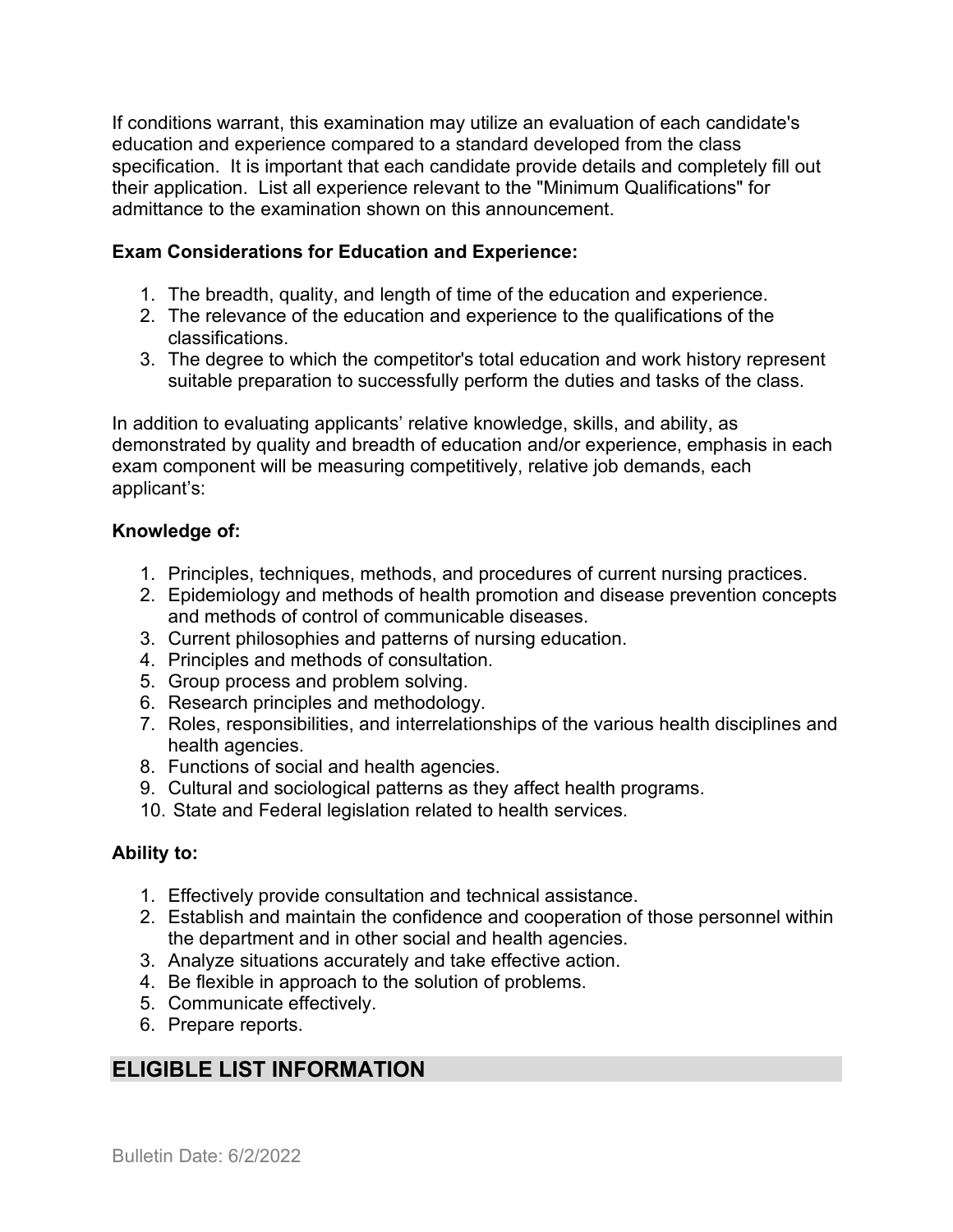If conditions warrant, this examination may utilize an evaluation of each candidate's education and experience compared to a standard developed from the class specification. It is important that each candidate provide details and completely fill out their application. List all experience relevant to the "Minimum Qualifications" for admittance to the examination shown on this announcement.

**Exam Considerations for Education and Experience:**

1. The breadth, quality, and length of time of the education and experience.
2. The relevance of the education and experience to the qualifications of the classifications.
3. The degree to which the competitor's total education and work history represent suitable preparation to successfully perform the duties and tasks of the class.

In addition to evaluating applicants' relative knowledge, skills, and ability, as demonstrated by quality and breadth of education and/or experience, emphasis in each exam component will be measuring competitively, relative job demands, each applicant's:

**Knowledge of:**

1. Principles, techniques, methods, and procedures of current nursing practices.
2. Epidemiology and methods of health promotion and disease prevention concepts and methods of control of communicable diseases.
3. Current philosophies and patterns of nursing education.
4. Principles and methods of consultation.
5. Group process and problem solving.
6. Research principles and methodology.
7. Roles, responsibilities, and interrelationships of the various health disciplines and health agencies.
8. Functions of social and health agencies.
9. Cultural and sociological patterns as they affect health programs.
10. State and Federal legislation related to health services.

**Ability to:**

1. Effectively provide consultation and technical assistance.
2. Establish and maintain the confidence and cooperation of those personnel within the department and in other social and health agencies.
3. Analyze situations accurately and take effective action.
4. Be flexible in approach to the solution of problems.
5. Communicate effectively.
6. Prepare reports.

## ELIGIBLE LIST INFORMATION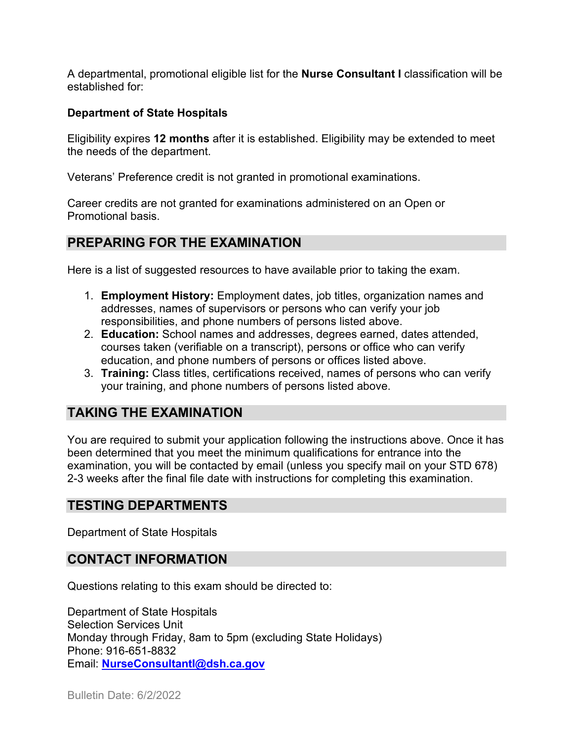A departmental, promotional eligible list for the **Nurse Consultant I** classification will be established for:

**Department of State Hospitals**

Eligibility expires **12 months** after it is established. Eligibility may be extended to meet the needs of the department.

Veterans' Preference credit is not granted in promotional examinations.

Career credits are not granted for examinations administered on an Open or Promotional basis.

## PREPARING FOR THE EXAMINATION

Here is a list of suggested resources to have available prior to taking the exam.

1. **Employment History:** Employment dates, job titles, organization names and addresses, names of supervisors or persons who can verify your job responsibilities, and phone numbers of persons listed above.
2. **Education:** School names and addresses, degrees earned, dates attended, courses taken (verifiable on a transcript), persons or office who can verify education, and phone numbers of persons or offices listed above.
3. **Training:** Class titles, certifications received, names of persons who can verify your training, and phone numbers of persons listed above.

## TAKING THE EXAMINATION

You are required to submit your application following the instructions above. Once it has been determined that you meet the minimum qualifications for entrance into the examination, you will be contacted by email (unless you specify mail on your STD 678) 2-3 weeks after the final file date with instructions for completing this examination.

## TESTING DEPARTMENTS

Department of State Hospitals

## CONTACT INFORMATION

Questions relating to this exam should be directed to:

Department of State Hospitals
Selection Services Unit
Monday through Friday, 8am to 5pm (excluding State Holidays)
Phone: 916-651-8832
Email: **NurseConsultantI@dsh.ca.gov**

Bulletin Date: 6/2/2022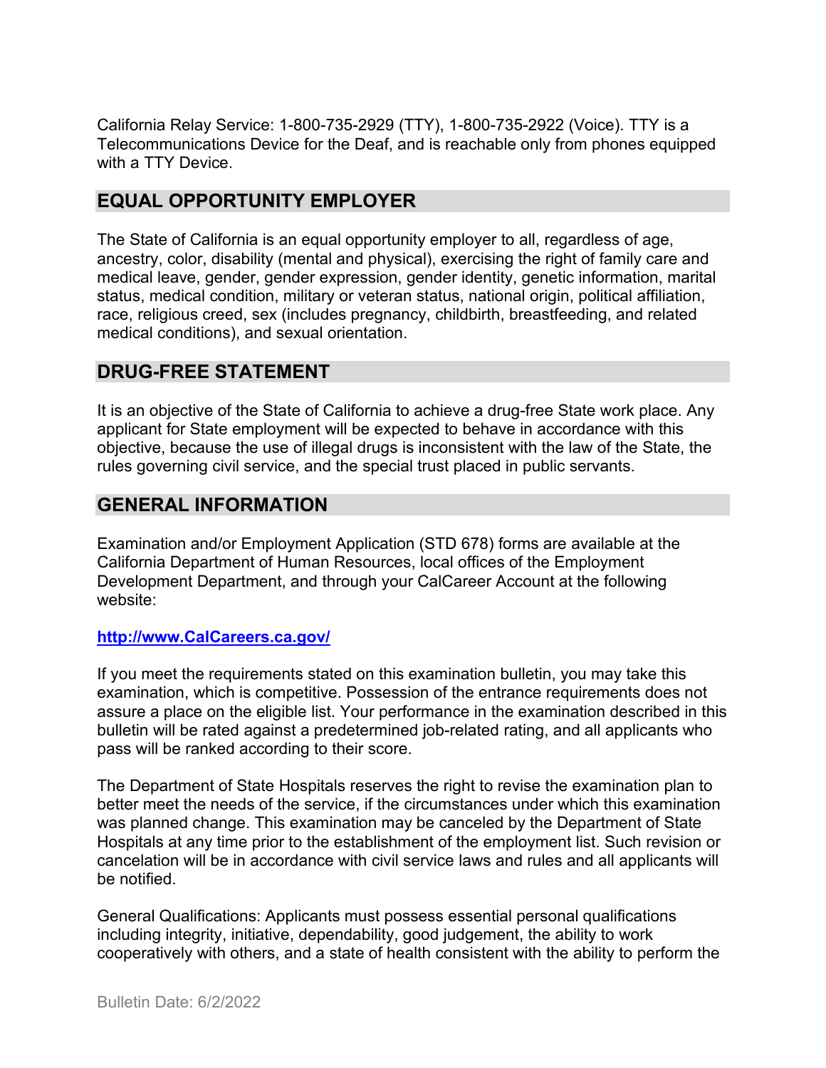California Relay Service: 1-800-735-2929 (TTY), 1-800-735-2922 (Voice). TTY is a Telecommunications Device for the Deaf, and is reachable only from phones equipped with a TTY Device.

## EQUAL OPPORTUNITY EMPLOYER

The State of California is an equal opportunity employer to all, regardless of age, ancestry, color, disability (mental and physical), exercising the right of family care and medical leave, gender, gender expression, gender identity, genetic information, marital status, medical condition, military or veteran status, national origin, political affiliation, race, religious creed, sex (includes pregnancy, childbirth, breastfeeding, and related medical conditions), and sexual orientation.

## DRUG-FREE STATEMENT

It is an objective of the State of California to achieve a drug-free State work place. Any applicant for State employment will be expected to behave in accordance with this objective, because the use of illegal drugs is inconsistent with the law of the State, the rules governing civil service, and the special trust placed in public servants.

## GENERAL INFORMATION

Examination and/or Employment Application (STD 678) forms are available at the California Department of Human Resources, local offices of the Employment Development Department, and through your CalCareer Account at the following website:

**http://www.CalCareers.ca.gov/**

If you meet the requirements stated on this examination bulletin, you may take this examination, which is competitive. Possession of the entrance requirements does not assure a place on the eligible list. Your performance in the examination described in this bulletin will be rated against a predetermined job-related rating, and all applicants who pass will be ranked according to their score.

The Department of State Hospitals reserves the right to revise the examination plan to better meet the needs of the service, if the circumstances under which this examination was planned change. This examination may be canceled by the Department of State Hospitals at any time prior to the establishment of the employment list. Such revision or cancelation will be in accordance with civil service laws and rules and all applicants will be notified.

General Qualifications: Applicants must possess essential personal qualifications including integrity, initiative, dependability, good judgement, the ability to work cooperatively with others, and a state of health consistent with the ability to perform the

Bulletin Date: 6/2/2022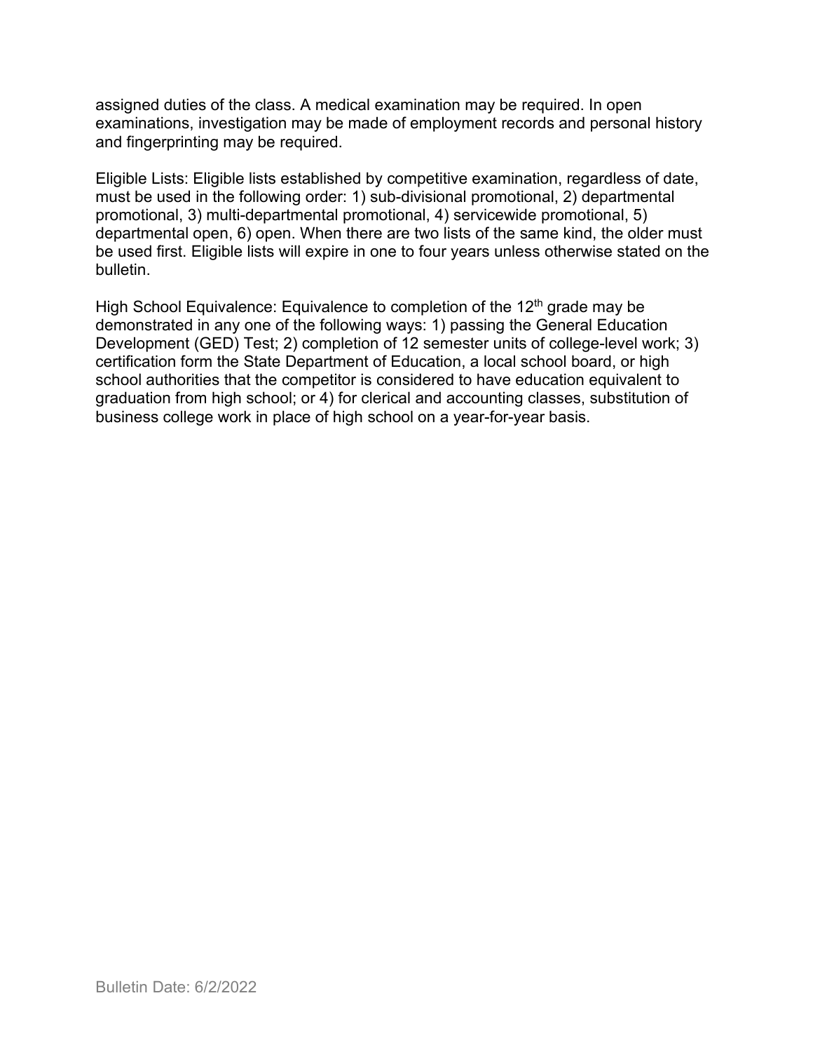assigned duties of the class. A medical examination may be required. In open examinations, investigation may be made of employment records and personal history and fingerprinting may be required.

Eligible Lists: Eligible lists established by competitive examination, regardless of date, must be used in the following order: 1) sub-divisional promotional, 2) departmental promotional, 3) multi-departmental promotional, 4) servicewide promotional, 5) departmental open, 6) open. When there are two lists of the same kind, the older must be used first. Eligible lists will expire in one to four years unless otherwise stated on the bulletin.

High School Equivalence: Equivalence to completion of the 12th grade may be demonstrated in any one of the following ways: 1) passing the General Education Development (GED) Test; 2) completion of 12 semester units of college-level work; 3) certification form the State Department of Education, a local school board, or high school authorities that the competitor is considered to have education equivalent to graduation from high school; or 4) for clerical and accounting classes, substitution of business college work in place of high school on a year-for-year basis.

Bulletin Date: 6/2/2022